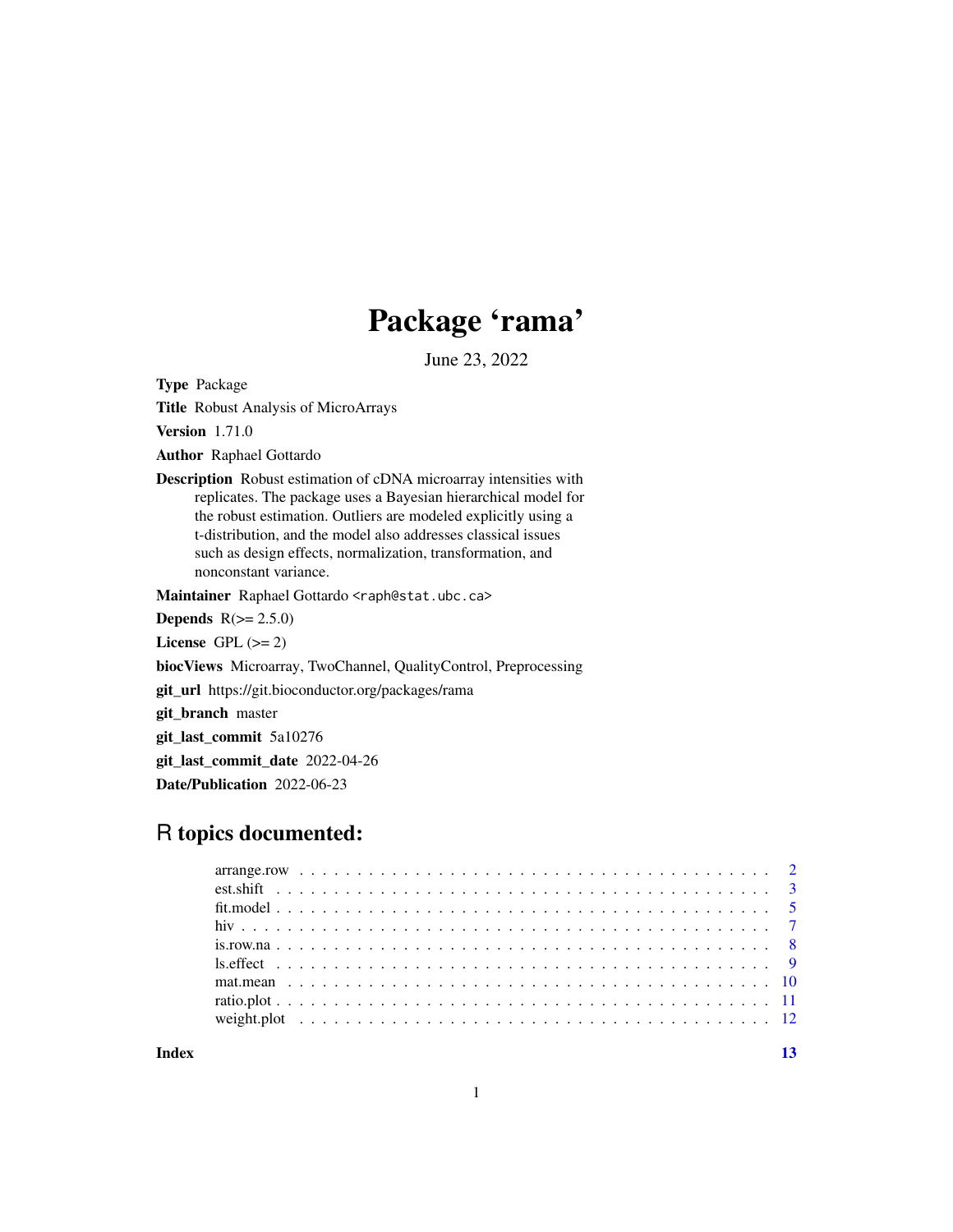# Package 'rama'

June 23, 2022

**Type** Package

**Title** Robust Analysis of MicroArrays

**Version** 1.71.0

**Author** Raphael Gottardo

**Description** Robust estimation of cDNA microarray intensities with replicates. The package uses a Bayesian hierarchical model for the robust estimation. Outliers are modeled explicitly using a t-distribution, and the model also addresses classical issues such as design effects, normalization, transformation, and nonconstant variance.

**Maintainer** Raphael Gottardo <raph@stat.ubc.ca>

**Depends** R(>= 2.5.0)

**License** GPL (>= 2)

**biocViews** Microarray, TwoChannel, QualityControl, Preprocessing

**git_url** https://git.bioconductor.org/packages/rama

**git_branch** master

**git_last_commit** 5a10276

**git_last_commit_date** 2022-04-26

**Date/Publication** 2022-06-23

## R topics documented:

arrange.row . . . . . . . . . . . . . . . . . . . . . . . . . . . . . . . . . . . . . . . . . 2
est.shift . . . . . . . . . . . . . . . . . . . . . . . . . . . . . . . . . . . . . . . . . . . 3
fit.model . . . . . . . . . . . . . . . . . . . . . . . . . . . . . . . . . . . . . . . . . . . 5
hiv . . . . . . . . . . . . . . . . . . . . . . . . . . . . . . . . . . . . . . . . . . . . . . 7
is.row.na . . . . . . . . . . . . . . . . . . . . . . . . . . . . . . . . . . . . . . . . . . . 8
ls.effect . . . . . . . . . . . . . . . . . . . . . . . . . . . . . . . . . . . . . . . . . . . 9
mat.mean . . . . . . . . . . . . . . . . . . . . . . . . . . . . . . . . . . . . . . . . . . 10
ratio.plot . . . . . . . . . . . . . . . . . . . . . . . . . . . . . . . . . . . . . . . . . . 11
weight.plot . . . . . . . . . . . . . . . . . . . . . . . . . . . . . . . . . . . . . . . . . 12

**Index** **13**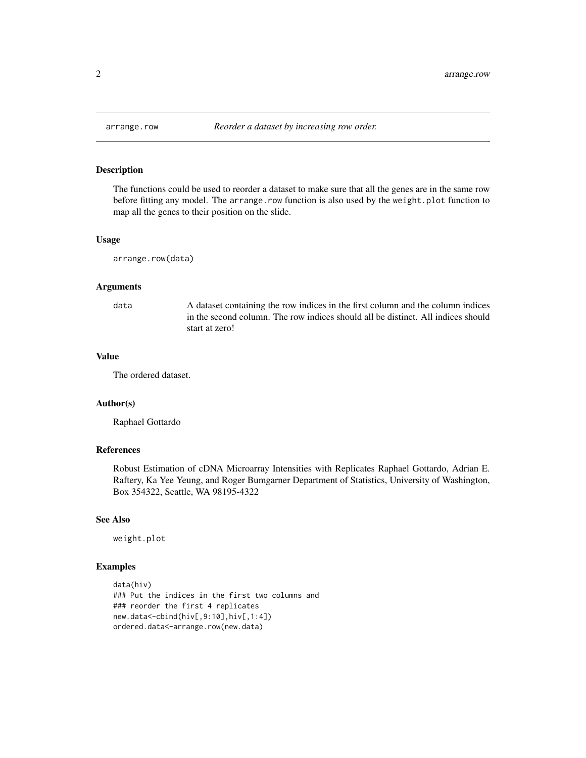# arrange.row — *Reorder a dataset by increasing row order.*

## Description

The functions could be used to reorder a dataset to make sure that all the genes are in the same row before fitting any model. The `arrange.row` function is also used by the `weight.plot` function to map all the genes to their position on the slide.

## Usage

```
arrange.row(data)
```

## Arguments

| | |
|---|---|
| `data` | A dataset containing the row indices in the first column and the column indices in the second column. The row indices should all be distinct. All indices should start at zero! |

## Value

The ordered dataset.

## Author(s)

Raphael Gottardo

## References

Robust Estimation of cDNA Microarray Intensities with Replicates Raphael Gottardo, Adrian E. Raftery, Ka Yee Yeung, and Roger Bumgarner Department of Statistics, University of Washington, Box 354322, Seattle, WA 98195-4322

## See Also

`weight.plot`

## Examples

```
data(hiv)
### Put the indices in the first two columns and
### reorder the first 4 replicates
new.data<-cbind(hiv[,9:10],hiv[,1:4])
ordered.data<-arrange.row(new.data)
```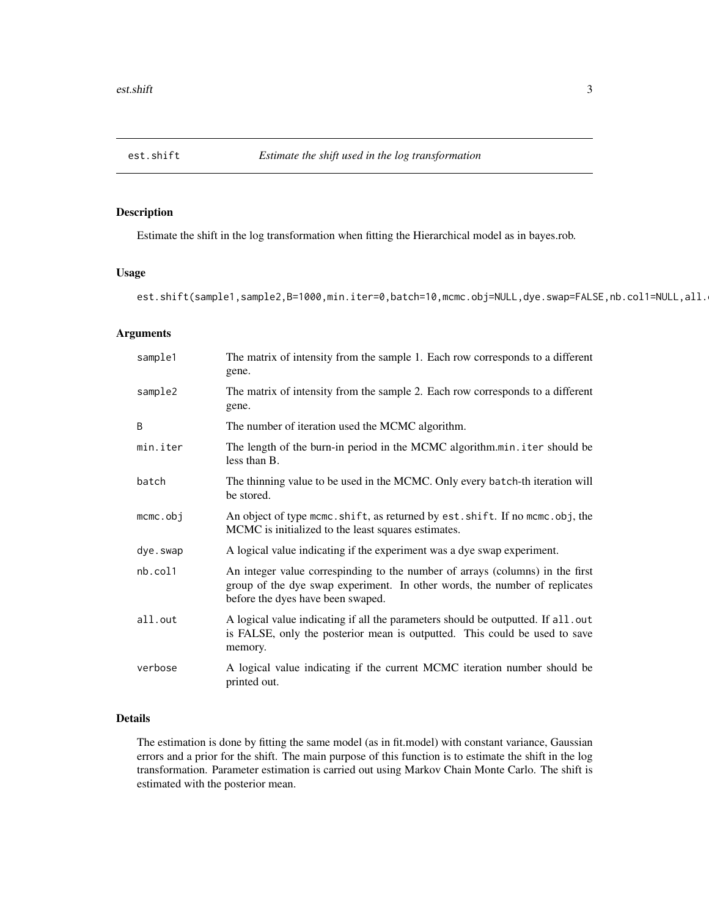## est.shift — *Estimate the shift used in the log transformation*

### Description

Estimate the shift in the log transformation when fitting the Hierarchical model as in bayes.rob.

### Usage

```
est.shift(sample1,sample2,B=1000,min.iter=0,batch=10,mcmc.obj=NULL,dye.swap=FALSE,nb.col1=NULL,all.
```

### Arguments

| | |
|---|---|
| `sample1` | The matrix of intensity from the sample 1. Each row corresponds to a different gene. |
| `sample2` | The matrix of intensity from the sample 2. Each row corresponds to a different gene. |
| `B` | The number of iteration used the MCMC algorithm. |
| `min.iter` | The length of the burn-in period in the MCMC algorithm.`min.iter` should be less than B. |
| `batch` | The thinning value to be used in the MCMC. Only every `batch`-th iteration will be stored. |
| `mcmc.obj` | An object of type `mcmc.shift`, as returned by `est.shift`. If no `mcmc.obj`, the MCMC is initialized to the least squares estimates. |
| `dye.swap` | A logical value indicating if the experiment was a dye swap experiment. |
| `nb.col1` | An integer value correspinding to the number of arrays (columns) in the first group of the dye swap experiment. In other words, the number of replicates before the dyes have been swaped. |
| `all.out` | A logical value indicating if all the parameters should be outputted. If `all.out` is FALSE, only the posterior mean is outputted. This could be used to save memory. |
| `verbose` | A logical value indicating if the current MCMC iteration number should be printed out. |

### Details

The estimation is done by fitting the same model (as in fit.model) with constant variance, Gaussian errors and a prior for the shift. The main purpose of this function is to estimate the shift in the log transformation. Parameter estimation is carried out using Markov Chain Monte Carlo. The shift is estimated with the posterior mean.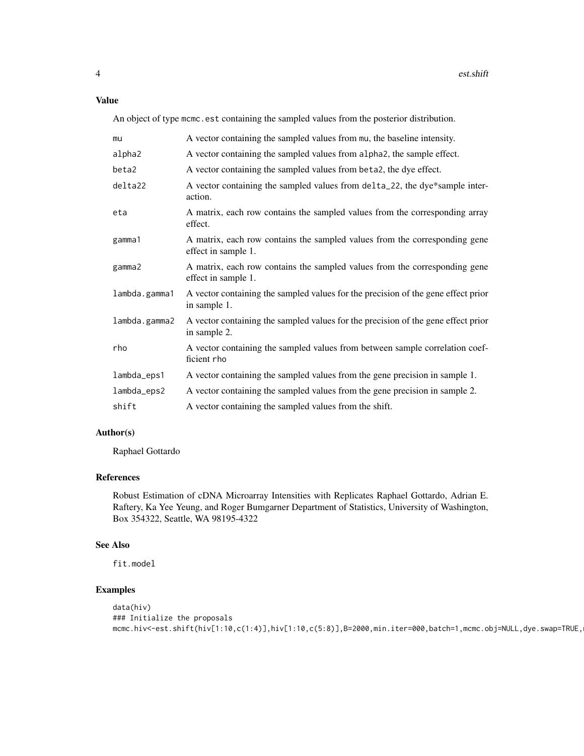## Value

An object of type `mcmc.est` containing the sampled values from the posterior distribution.

| | |
|---|---|
| `mu` | A vector containing the sampled values from `mu`, the baseline intensity. |
| `alpha2` | A vector containing the sampled values from `alpha2`, the sample effect. |
| `beta2` | A vector containing the sampled values from `beta2`, the dye effect. |
| `delta22` | A vector containing the sampled values from `delta_22`, the dye*sample interaction. |
| `eta` | A matrix, each row contains the sampled values from the corresponding array effect. |
| `gamma1` | A matrix, each row contains the sampled values from the corresponding gene effect in sample 1. |
| `gamma2` | A matrix, each row contains the sampled values from the corresponding gene effect in sample 1. |
| `lambda.gamma1` | A vector containing the sampled values for the precision of the gene effect prior in sample 1. |
| `lambda.gamma2` | A vector containing the sampled values for the precision of the gene effect prior in sample 2. |
| `rho` | A vector containing the sampled values from between sample correlation coefficient `rho` |
| `lambda_eps1` | A vector containing the sampled values from the gene precision in sample 1. |
| `lambda_eps2` | A vector containing the sampled values from the gene precision in sample 2. |
| `shift` | A vector containing the sampled values from the shift. |

## Author(s)

Raphael Gottardo

## References

Robust Estimation of cDNA Microarray Intensities with Replicates Raphael Gottardo, Adrian E. Raftery, Ka Yee Yeung, and Roger Bumgarner Department of Statistics, University of Washington, Box 354322, Seattle, WA 98195-4322

## See Also

`fit.model`

## Examples

```
data(hiv)
### Initialize the proposals
mcmc.hiv<-est.shift(hiv[1:10,c(1:4)],hiv[1:10,c(5:8)],B=2000,min.iter=000,batch=1,mcmc.obj=NULL,dye.swap=TRUE,
```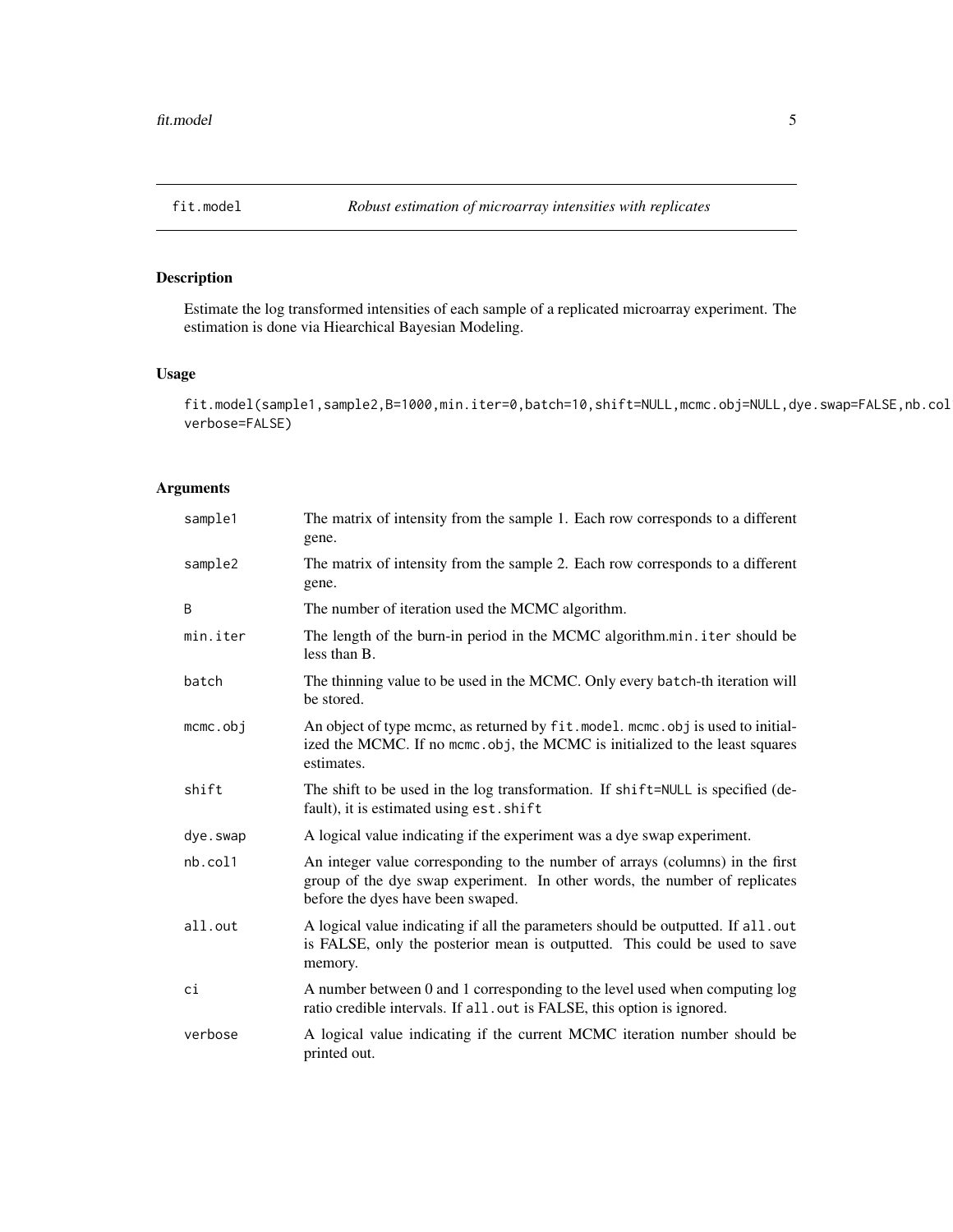# fit.model *Robust estimation of microarray intensities with replicates*

## Description

Estimate the log transformed intensities of each sample of a replicated microarray experiment. The estimation is done via Hiearchical Bayesian Modeling.

## Usage

```
fit.model(sample1,sample2,B=1000,min.iter=0,batch=10,shift=NULL,mcmc.obj=NULL,dye.swap=FALSE,nb.col
verbose=FALSE)
```

## Arguments

| | |
|---|---|
| sample1 | The matrix of intensity from the sample 1. Each row corresponds to a different gene. |
| sample2 | The matrix of intensity from the sample 2. Each row corresponds to a different gene. |
| B | The number of iteration used the MCMC algorithm. |
| min.iter | The length of the burn-in period in the MCMC algorithm.min.iter should be less than B. |
| batch | The thinning value to be used in the MCMC. Only every batch-th iteration will be stored. |
| mcmc.obj | An object of type mcmc, as returned by fit.model. mcmc.obj is used to initialized the MCMC. If no mcmc.obj, the MCMC is initialized to the least squares estimates. |
| shift | The shift to be used in the log transformation. If shift=NULL is specified (default), it is estimated using est.shift |
| dye.swap | A logical value indicating if the experiment was a dye swap experiment. |
| nb.col1 | An integer value corresponding to the number of arrays (columns) in the first group of the dye swap experiment. In other words, the number of replicates before the dyes have been swaped. |
| all.out | A logical value indicating if all the parameters should be outputted. If all.out is FALSE, only the posterior mean is outputted. This could be used to save memory. |
| ci | A number between 0 and 1 corresponding to the level used when computing log ratio credible intervals. If all.out is FALSE, this option is ignored. |
| verbose | A logical value indicating if the current MCMC iteration number should be printed out. |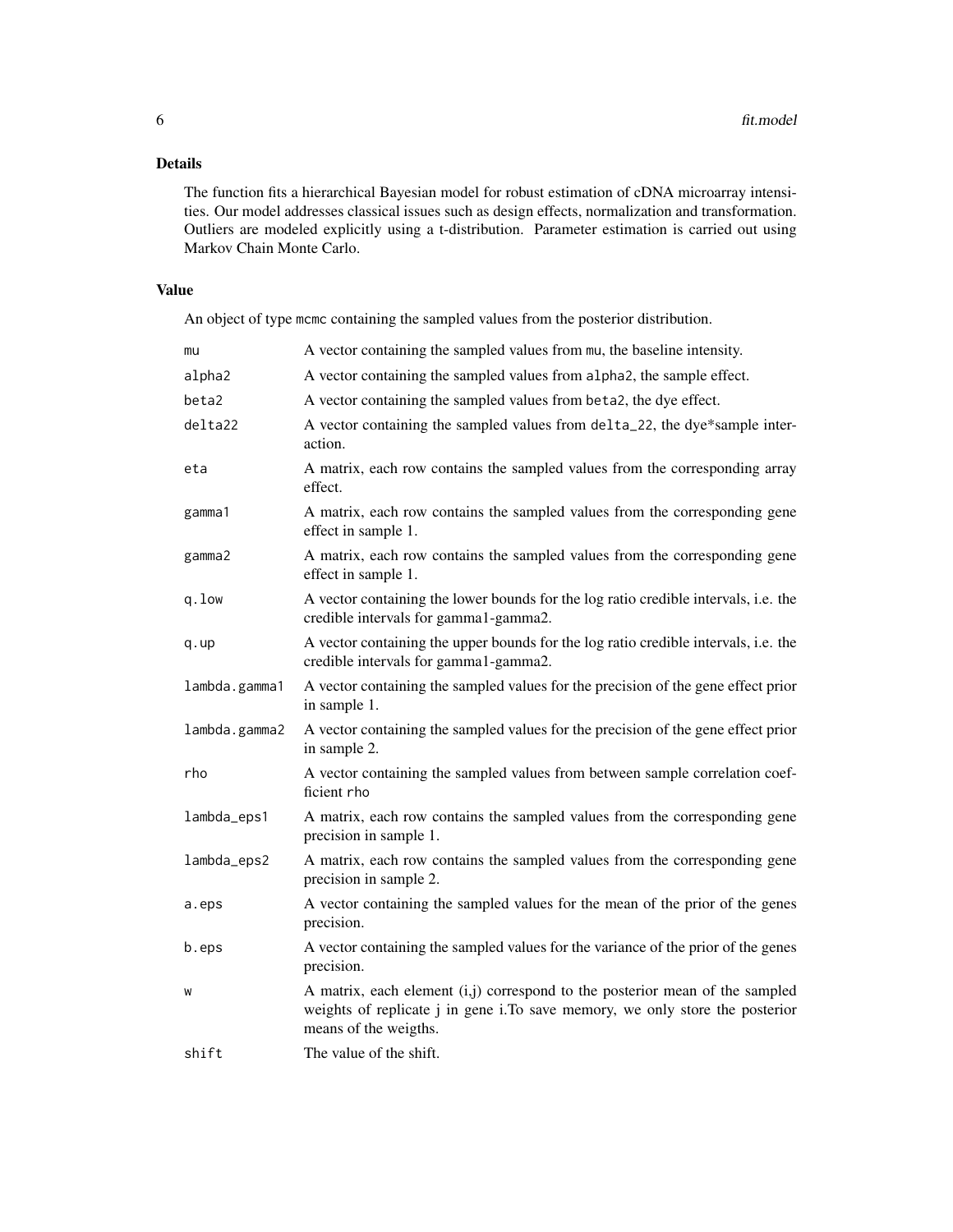## Details

The function fits a hierarchical Bayesian model for robust estimation of cDNA microarray intensities. Our model addresses classical issues such as design effects, normalization and transformation. Outliers are modeled explicitly using a t-distribution. Parameter estimation is carried out using Markov Chain Monte Carlo.

## Value

An object of type `mcmc` containing the sampled values from the posterior distribution.

| | |
|---|---|
| `mu` | A vector containing the sampled values from `mu`, the baseline intensity. |
| `alpha2` | A vector containing the sampled values from `alpha2`, the sample effect. |
| `beta2` | A vector containing the sampled values from `beta2`, the dye effect. |
| `delta22` | A vector containing the sampled values from `delta_22`, the dye*sample interaction. |
| `eta` | A matrix, each row contains the sampled values from the corresponding array effect. |
| `gamma1` | A matrix, each row contains the sampled values from the corresponding gene effect in sample 1. |
| `gamma2` | A matrix, each row contains the sampled values from the corresponding gene effect in sample 1. |
| `q.low` | A vector containing the lower bounds for the log ratio credible intervals, i.e. the credible intervals for gamma1-gamma2. |
| `q.up` | A vector containing the upper bounds for the log ratio credible intervals, i.e. the credible intervals for gamma1-gamma2. |
| `lambda.gamma1` | A vector containing the sampled values for the precision of the gene effect prior in sample 1. |
| `lambda.gamma2` | A vector containing the sampled values for the precision of the gene effect prior in sample 2. |
| `rho` | A vector containing the sampled values from between sample correlation coefficient `rho` |
| `lambda_eps1` | A matrix, each row contains the sampled values from the corresponding gene precision in sample 1. |
| `lambda_eps2` | A matrix, each row contains the sampled values from the corresponding gene precision in sample 2. |
| `a.eps` | A vector containing the sampled values for the mean of the prior of the genes precision. |
| `b.eps` | A vector containing the sampled values for the variance of the prior of the genes precision. |
| `w` | A matrix, each element (i,j) correspond to the posterior mean of the sampled weights of replicate j in gene i.To save memory, we only store the posterior means of the weigths. |
| `shift` | The value of the shift. |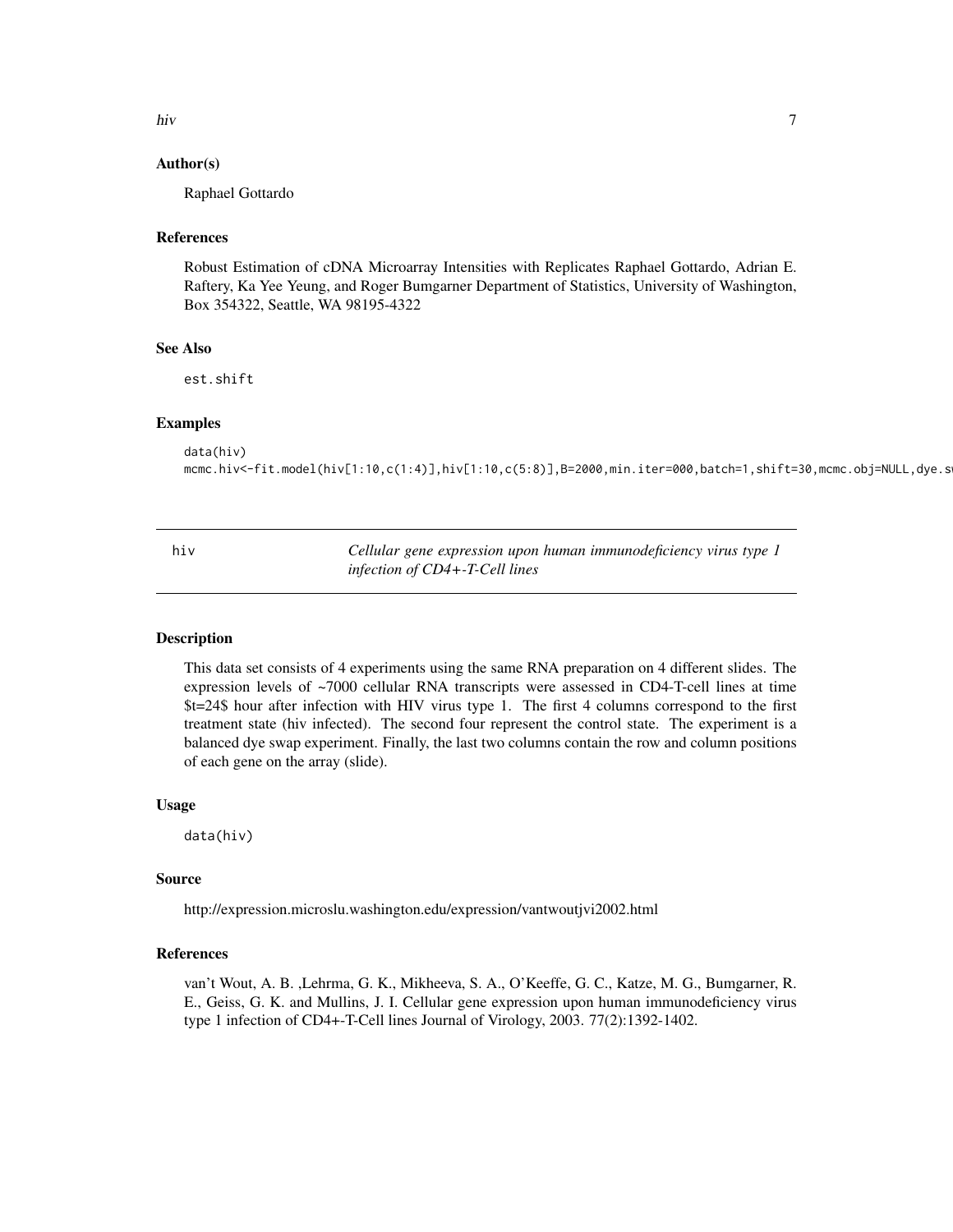## Author(s)

Raphael Gottardo

## References

Robust Estimation of cDNA Microarray Intensities with Replicates Raphael Gottardo, Adrian E. Raftery, Ka Yee Yeung, and Roger Bumgarner Department of Statistics, University of Washington, Box 354322, Seattle, WA 98195-4322

## See Also

est.shift

## Examples

```
data(hiv)
mcmc.hiv<-fit.model(hiv[1:10,c(1:4)],hiv[1:10,c(5:8)],B=2000,min.iter=000,batch=1,shift=30,mcmc.obj=NULL,dye.s
```

---

# hiv — *Cellular gene expression upon human immunodeficiency virus type 1 infection of CD4+-T-Cell lines*

## Description

This data set consists of 4 experiments using the same RNA preparation on 4 different slides. The expression levels of ~7000 cellular RNA transcripts were assessed in CD4-T-cell lines at time $t=24$ hour after infection with HIV virus type 1. The first 4 columns correspond to the first treatment state (hiv infected). The second four represent the control state. The experiment is a balanced dye swap experiment. Finally, the last two columns contain the row and column positions of each gene on the array (slide).

## Usage

```
data(hiv)
```

## Source

http://expression.microslu.washington.edu/expression/vantwoutjvi2002.html

## References

van't Wout, A. B. ,Lehrma, G. K., Mikheeva, S. A., O'Keeffe, G. C., Katze, M. G., Bumgarner, R. E., Geiss, G. K. and Mullins, J. I. Cellular gene expression upon human immunodeficiency virus type 1 infection of CD4+-T-Cell lines Journal of Virology, 2003. 77(2):1392-1402.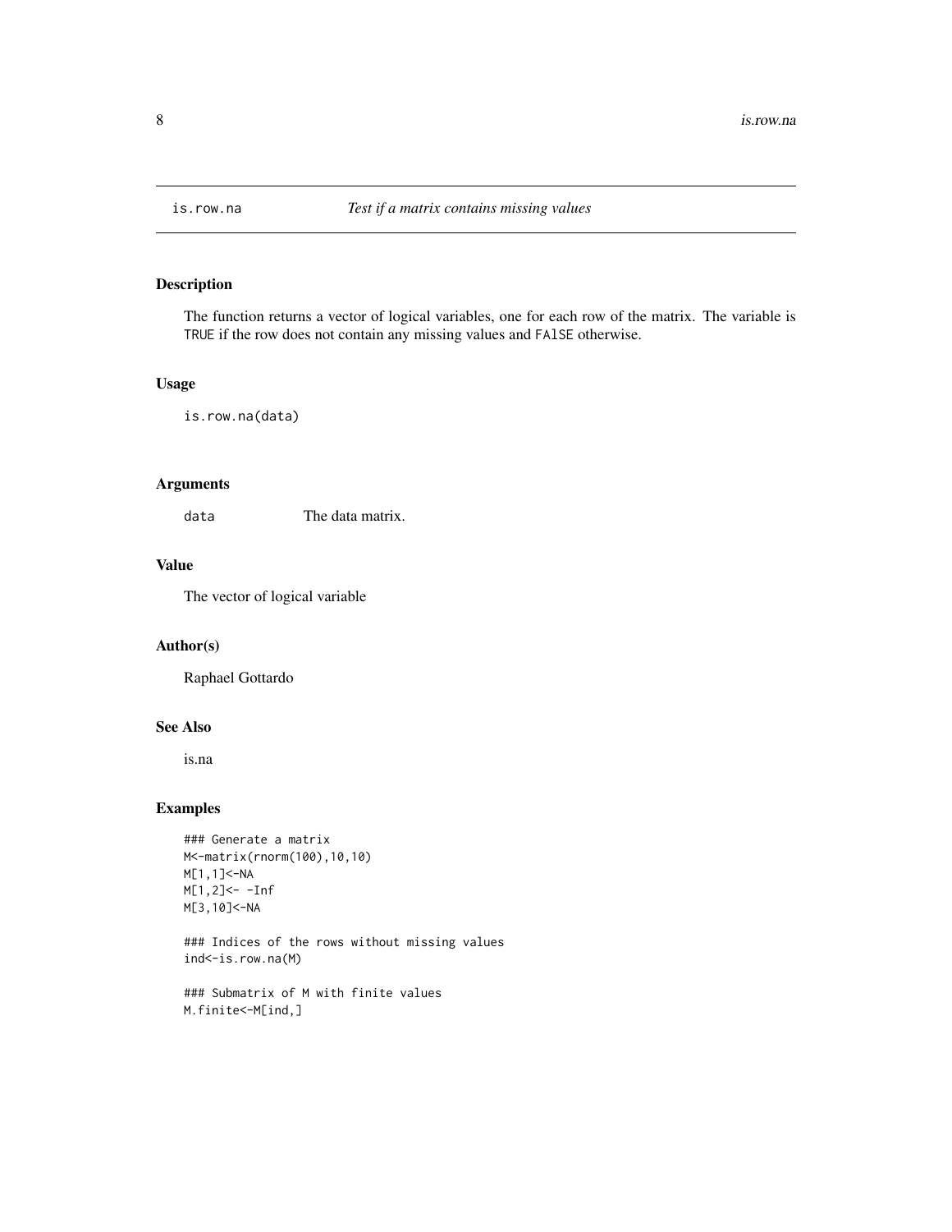# is.row.na *Test if a matrix contains missing values*

## Description

The function returns a vector of logical variables, one for each row of the matrix. The variable is TRUE if the row does not contain any missing values and FAlSE otherwise.

## Usage

```
is.row.na(data)
```

## Arguments

| | |
|---|---|
| data | The data matrix. |

## Value

The vector of logical variable

## Author(s)

Raphael Gottardo

## See Also

is.na

## Examples

```
### Generate a matrix
M<-matrix(rnorm(100),10,10)
M[1,1]<-NA
M[1,2]<- -Inf
M[3,10]<-NA

### Indices of the rows without missing values
ind<-is.row.na(M)

### Submatrix of M with finite values
M.finite<-M[ind,]
```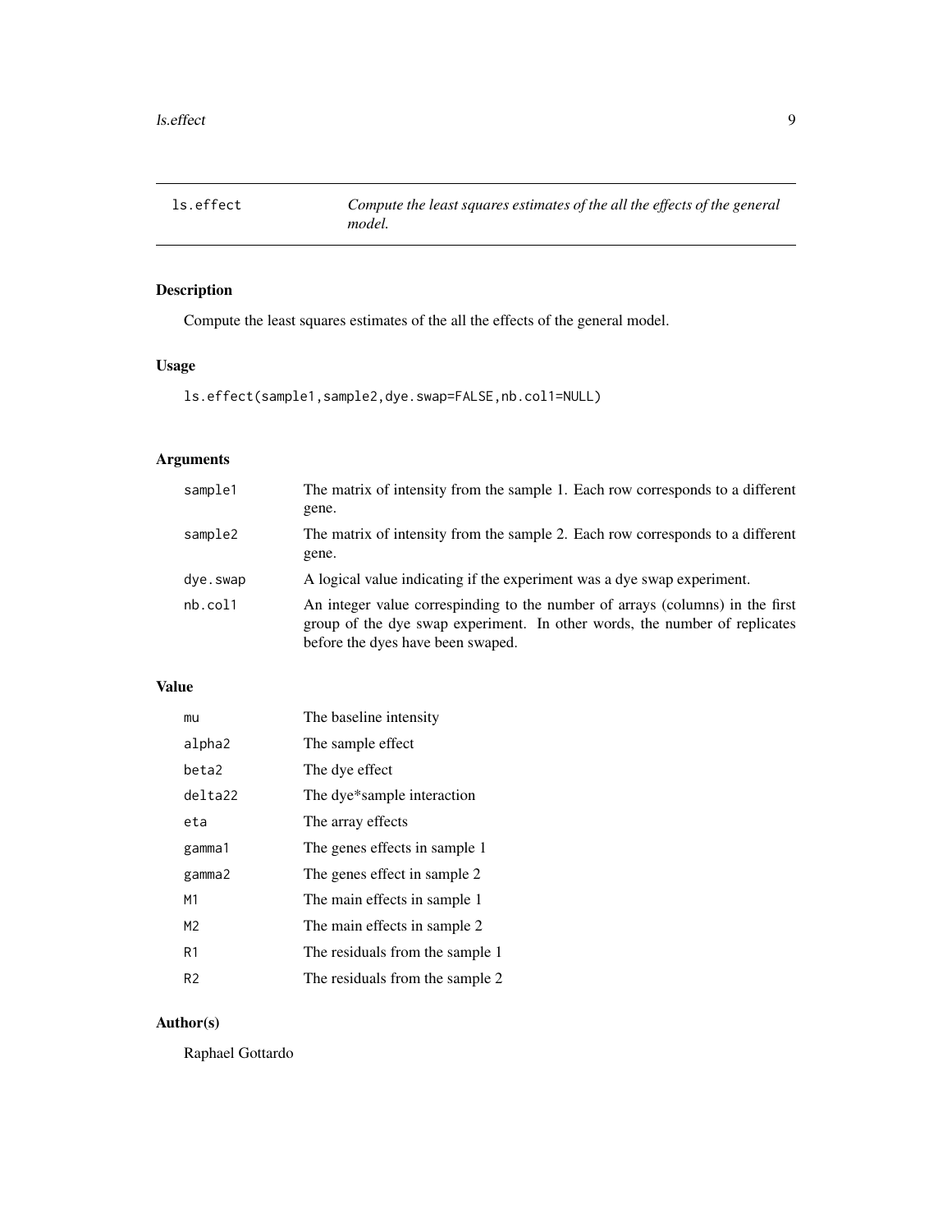# ls.effect — *Compute the least squares estimates of the all the effects of the general model.*

## Description

Compute the least squares estimates of the all the effects of the general model.

## Usage

```
ls.effect(sample1,sample2,dye.swap=FALSE,nb.col1=NULL)
```

## Arguments

| | |
|---|---|
| sample1 | The matrix of intensity from the sample 1. Each row corresponds to a different gene. |
| sample2 | The matrix of intensity from the sample 2. Each row corresponds to a different gene. |
| dye.swap | A logical value indicating if the experiment was a dye swap experiment. |
| nb.col1 | An integer value correspinding to the number of arrays (columns) in the first group of the dye swap experiment. In other words, the number of replicates before the dyes have been swaped. |

## Value

| | |
|---|---|
| mu | The baseline intensity |
| alpha2 | The sample effect |
| beta2 | The dye effect |
| delta22 | The dye*sample interaction |
| eta | The array effects |
| gamma1 | The genes effects in sample 1 |
| gamma2 | The genes effect in sample 2 |
| M1 | The main effects in sample 1 |
| M2 | The main effects in sample 2 |
| R1 | The residuals from the sample 1 |
| R2 | The residuals from the sample 2 |

## Author(s)

Raphael Gottardo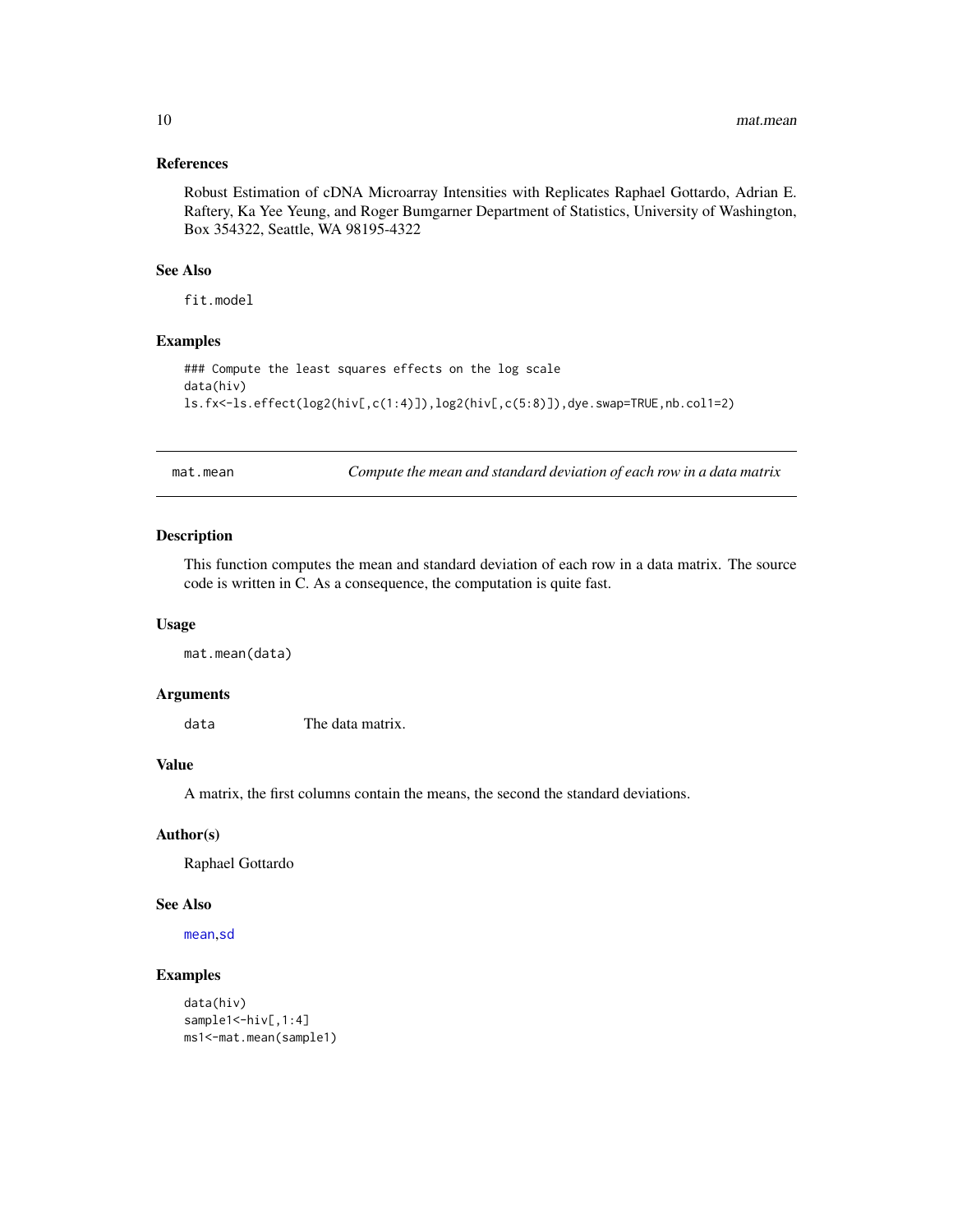### References

Robust Estimation of cDNA Microarray Intensities with Replicates Raphael Gottardo, Adrian E. Raftery, Ka Yee Yeung, and Roger Bumgarner Department of Statistics, University of Washington, Box 354322, Seattle, WA 98195-4322

### See Also

fit.model

### Examples

```
### Compute the least squares effects on the log scale
data(hiv)
ls.fx<-ls.effect(log2(hiv[,c(1:4)]),log2(hiv[,c(5:8)]),dye.swap=TRUE,nb.col1=2)
```

---

## mat.mean — *Compute the mean and standard deviation of each row in a data matrix*

---

### Description

This function computes the mean and standard deviation of each row in a data matrix. The source code is written in C. As a consequence, the computation is quite fast.

### Usage

```
mat.mean(data)
```

### Arguments

| | |
|---|---|
| data | The data matrix. |

### Value

A matrix, the first columns contain the means, the second the standard deviations.

### Author(s)

Raphael Gottardo

### See Also

mean, sd

### Examples

```
data(hiv)
sample1<-hiv[,1:4]
ms1<-mat.mean(sample1)
```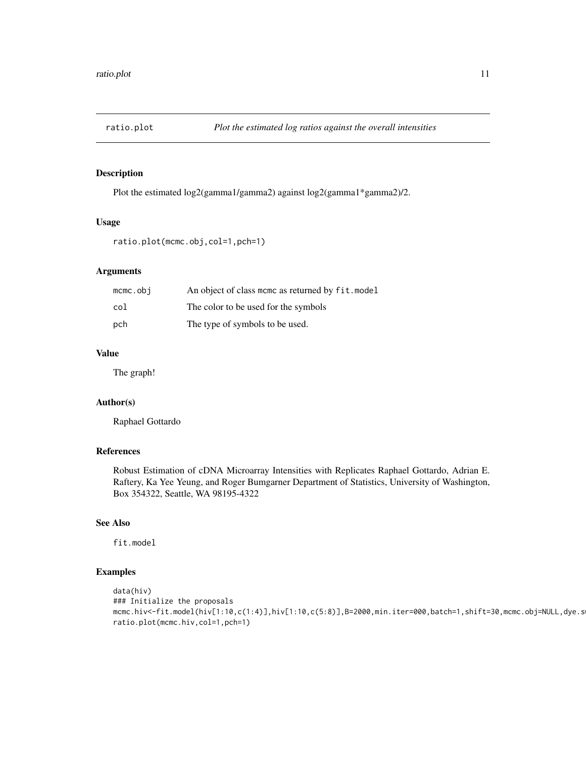ratio.plot — *Plot the estimated log ratios against the overall intensities*

## Description

Plot the estimated log2(gamma1/gamma2) against log2(gamma1*gamma2)/2.

## Usage

```
ratio.plot(mcmc.obj,col=1,pch=1)
```

## Arguments

| | |
|---|---|
| `mcmc.obj` | An object of class `mcmc` as returned by `fit.model` |
| `col` | The color to be used for the symbols |
| `pch` | The type of symbols to be used. |

## Value

The graph!

## Author(s)

Raphael Gottardo

## References

Robust Estimation of cDNA Microarray Intensities with Replicates Raphael Gottardo, Adrian E. Raftery, Ka Yee Yeung, and Roger Bumgarner Department of Statistics, University of Washington, Box 354322, Seattle, WA 98195-4322

## See Also

`fit.model`

## Examples

```
data(hiv)
### Initialize the proposals
mcmc.hiv<-fit.model(hiv[1:10,c(1:4)],hiv[1:10,c(5:8)],B=2000,min.iter=000,batch=1,shift=30,mcmc.obj=NULL,dye.s
ratio.plot(mcmc.hiv,col=1,pch=1)
```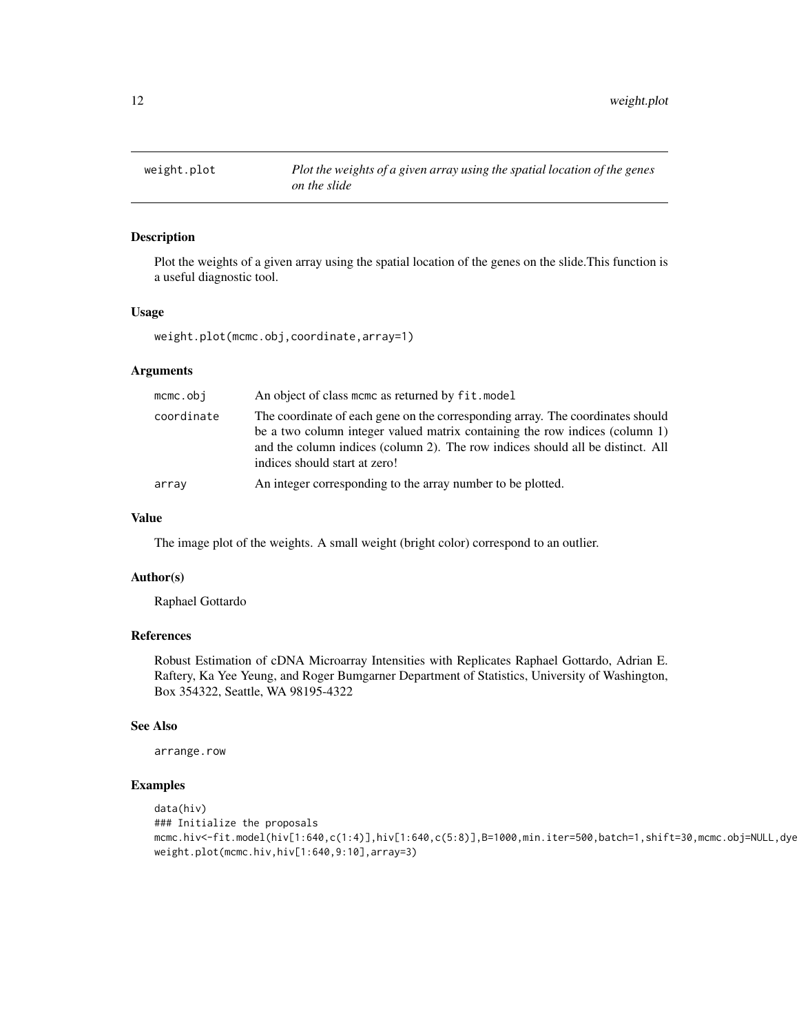weight.plot *Plot the weights of a given array using the spatial location of the genes on the slide*

## Description

Plot the weights of a given array using the spatial location of the genes on the slide.This function is a useful diagnostic tool.

## Usage

```
weight.plot(mcmc.obj,coordinate,array=1)
```

## Arguments

| | |
|---|---|
| mcmc.obj | An object of class mcmc as returned by fit.model |
| coordinate | The coordinate of each gene on the corresponding array. The coordinates should be a two column integer valued matrix containing the row indices (column 1) and the column indices (column 2). The row indices should all be distinct. All indices should start at zero! |
| array | An integer corresponding to the array number to be plotted. |

## Value

The image plot of the weights. A small weight (bright color) correspond to an outlier.

## Author(s)

Raphael Gottardo

## References

Robust Estimation of cDNA Microarray Intensities with Replicates Raphael Gottardo, Adrian E. Raftery, Ka Yee Yeung, and Roger Bumgarner Department of Statistics, University of Washington, Box 354322, Seattle, WA 98195-4322

## See Also

arrange.row

## Examples

```
data(hiv)
### Initialize the proposals
mcmc.hiv<-fit.model(hiv[1:640,c(1:4)],hiv[1:640,c(5:8)],B=1000,min.iter=500,batch=1,shift=30,mcmc.obj=NULL,dye
weight.plot(mcmc.hiv,hiv[1:640,9:10],array=3)
```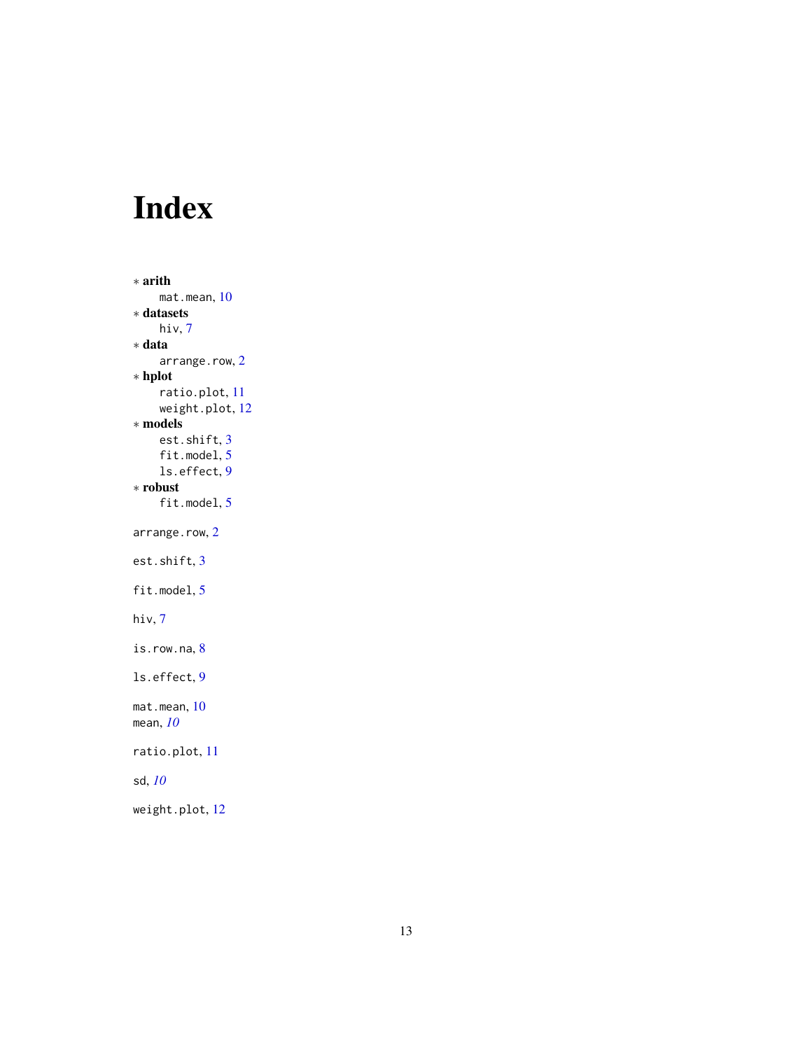# Index

∗ **arith**
    mat.mean, 10
∗ **datasets**
    hiv, 7
∗ **data**
    arrange.row, 2
∗ **hplot**
    ratio.plot, 11
    weight.plot, 12
∗ **models**
    est.shift, 3
    fit.model, 5
    ls.effect, 9
∗ **robust**
    fit.model, 5

arrange.row, 2

est.shift, 3

fit.model, 5

hiv, 7

is.row.na, 8

ls.effect, 9

mat.mean, 10
mean, *10*

ratio.plot, 11

sd, *10*

weight.plot, 12